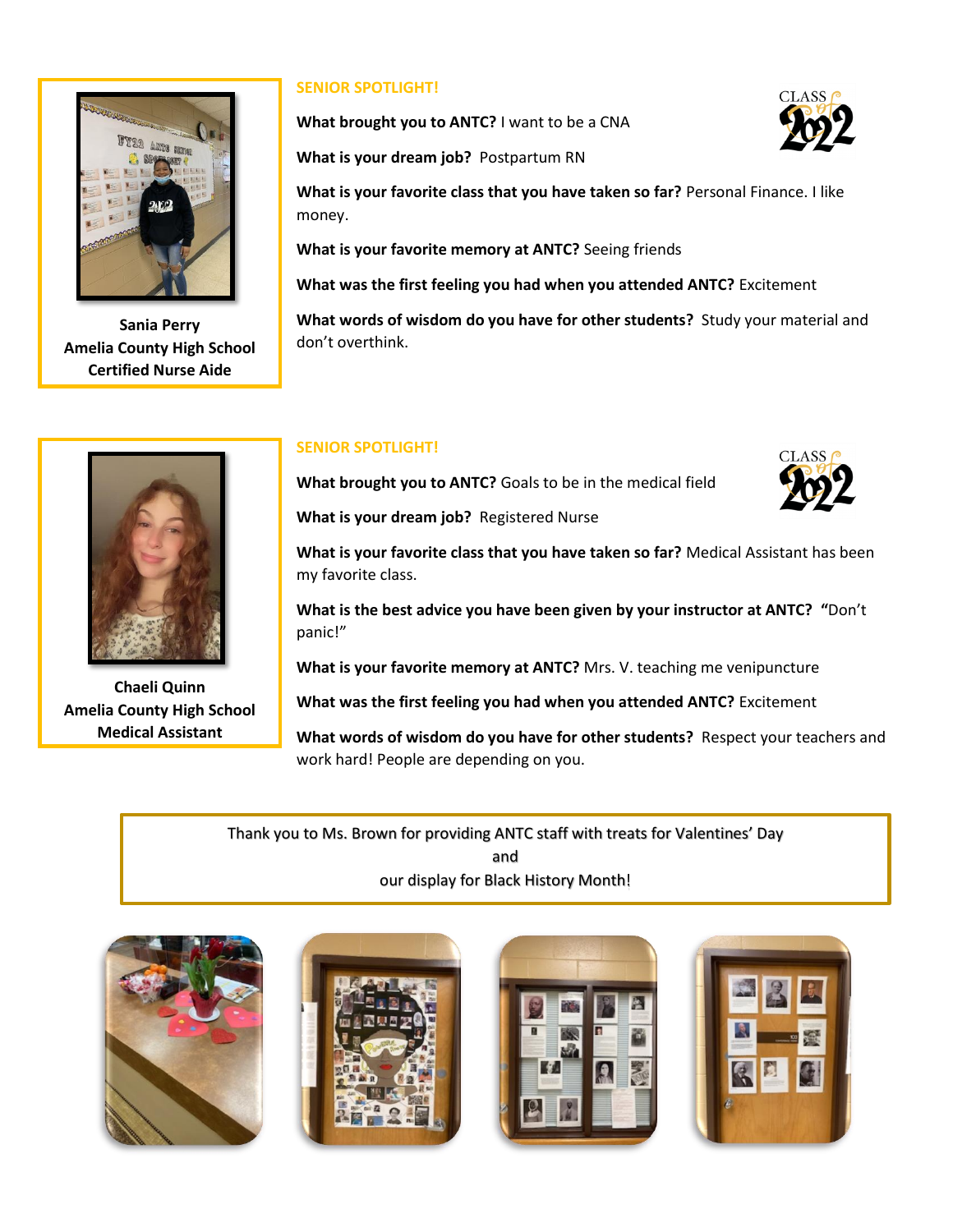**Sania Perry**
**Amelia County High School**
**Certified Nurse Aide**

## SENIOR SPOTLIGHT!

**What brought you to ANTC?** I want to be a CNA

**What is your dream job?** Postpartum RN

**What is your favorite class that you have taken so far?** Personal Finance. I like money.

**What is your favorite memory at ANTC?** Seeing friends

**What was the first feeling you had when you attended ANTC?** Excitement

**What words of wisdom do you have for other students?** Study your material and don't overthink.

**Chaeli Quinn**
**Amelia County High School**
**Medical Assistant**

## SENIOR SPOTLIGHT!

**What brought you to ANTC?** Goals to be in the medical field

**What is your dream job?** Registered Nurse

**What is your favorite class that you have taken so far?** Medical Assistant has been my favorite class.

**What is the best advice you have been given by your instructor at ANTC? "**Don't panic!"

**What is your favorite memory at ANTC?** Mrs. V. teaching me venipuncture

**What was the first feeling you had when you attended ANTC?** Excitement

**What words of wisdom do you have for other students?** Respect your teachers and work hard! People are depending on you.

Thank you to Ms. Brown for providing ANTC staff with treats for Valentines' Day
and
our display for Black History Month!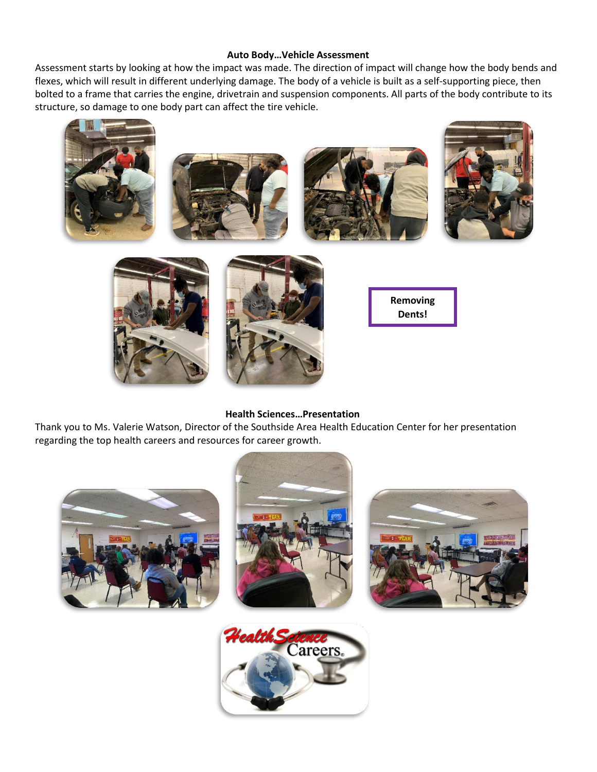**Auto Body…Vehicle Assessment**

Assessment starts by looking at how the impact was made. The direction of impact will change how the body bends and flexes, which will result in different underlying damage. The body of a vehicle is built as a self-supporting piece, then bolted to a frame that carries the engine, drivetrain and suspension components. All parts of the body contribute to its structure, so damage to one body part can affect the tire vehicle.

**Removing Dents!**

**Health Sciences…Presentation**

Thank you to Ms. Valerie Watson, Director of the Southside Area Health Education Center for her presentation regarding the top health careers and resources for career growth.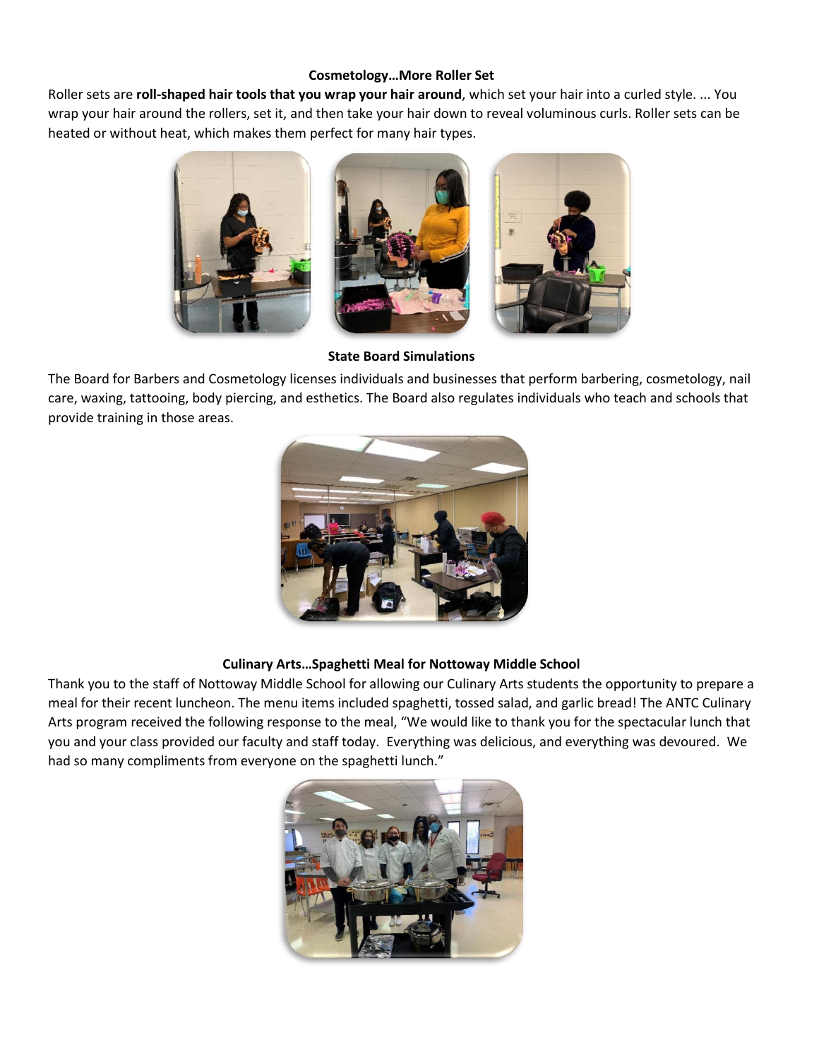**Cosmetology…More Roller Set**

Roller sets are **roll-shaped hair tools that you wrap your hair around**, which set your hair into a curled style. ... You wrap your hair around the rollers, set it, and then take your hair down to reveal voluminous curls. Roller sets can be heated or without heat, which makes them perfect for many hair types.

**State Board Simulations**

The Board for Barbers and Cosmetology licenses individuals and businesses that perform barbering, cosmetology, nail care, waxing, tattooing, body piercing, and esthetics. The Board also regulates individuals who teach and schools that provide training in those areas.

**Culinary Arts…Spaghetti Meal for Nottoway Middle School**

Thank you to the staff of Nottoway Middle School for allowing our Culinary Arts students the opportunity to prepare a meal for their recent luncheon. The menu items included spaghetti, tossed salad, and garlic bread! The ANTC Culinary Arts program received the following response to the meal, "We would like to thank you for the spectacular lunch that you and your class provided our faculty and staff today. Everything was delicious, and everything was devoured. We had so many compliments from everyone on the spaghetti lunch."